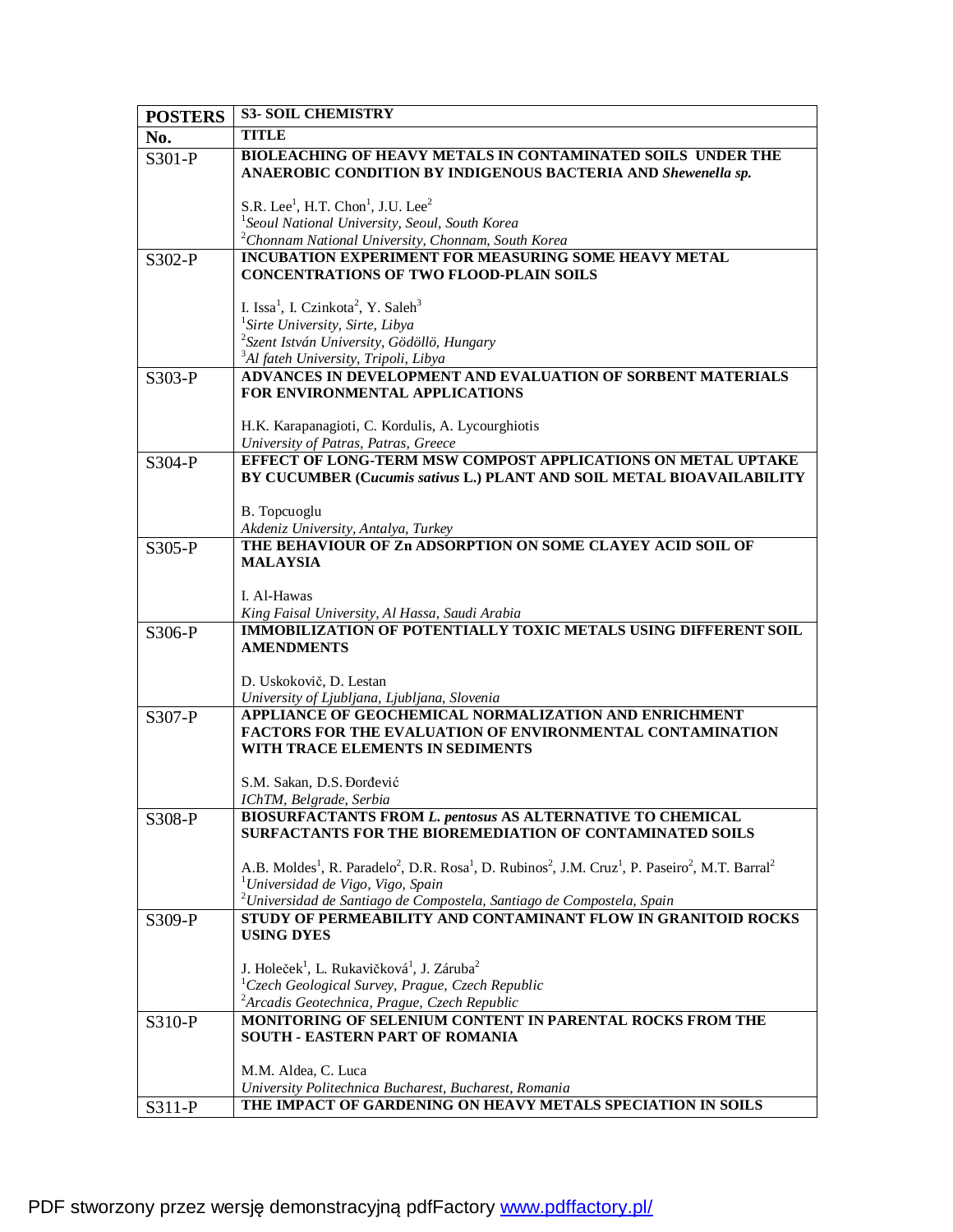| POSTERS | S3- SOIL CHEMISTRY |
|---|---|
| **No.** | **TITLE** |
| S301-P | **BIOLEACHING OF HEAVY METALS IN CONTAMINATED SOILS UNDER THE ANAEROBIC CONDITION BY INDIGENOUS BACTERIA AND *Shewenella sp.***<br><br>S.R. Lee[1], H.T. Chon[1], J.U. Lee[2]<br>[1]*Seoul National University, Seoul, South Korea*<br>[2]*Chonnam National University, Chonnam, South Korea* |
| S302-P | **INCUBATION EXPERIMENT FOR MEASURING SOME HEAVY METAL CONCENTRATIONS OF TWO FLOOD-PLAIN SOILS**<br><br>I. Issa[1], I. Czinkota[2], Y. Saleh[3]<br>[1]*Sirte University, Sirte, Libya*<br>[2]*Szent István University, Gödöllö, Hungary*<br>[3]*Al fateh University, Tripoli, Libya* |
| S303-P | **ADVANCES IN DEVELOPMENT AND EVALUATION OF SORBENT MATERIALS FOR ENVIRONMENTAL APPLICATIONS**<br><br>H.K. Karapanagioti, C. Kordulis, A. Lycourghiotis<br>*University of Patras, Patras, Greece* |
| S304-P | **EFFECT OF LONG-TERM MSW COMPOST APPLICATIONS ON METAL UPTAKE BY CUCUMBER (*Cucumis sativus* L.) PLANT AND SOIL METAL BIOAVAILABILITY**<br><br>B. Topcuoglu<br>*Akdeniz University, Antalya, Turkey* |
| S305-P | **THE BEHAVIOUR OF Zn ADSORPTION ON SOME CLAYEY ACID SOIL OF MALAYSIA**<br><br>I. Al-Hawas<br>*King Faisal University, Al Hassa, Saudi Arabia* |
| S306-P | **IMMOBILIZATION OF POTENTIALLY TOXIC METALS USING DIFFERENT SOIL AMENDMENTS**<br><br>D. Uskokovič, D. Lestan<br>*University of Ljubljana, Ljubljana, Slovenia* |
| S307-P | **APPLIANCE OF GEOCHEMICAL NORMALIZATION AND ENRICHMENT FACTORS FOR THE EVALUATION OF ENVIRONMENTAL CONTAMINATION WITH TRACE ELEMENTS IN SEDIMENTS**<br><br>S.M. Sakan, D.S. Đorđević<br>*IChTM, Belgrade, Serbia* |
| S308-P | **BIOSURFACTANTS FROM *L. pentosus* AS ALTERNATIVE TO CHEMICAL SURFACTANTS FOR THE BIOREMEDIATION OF CONTAMINATED SOILS**<br><br>A.B. Moldes[1], R. Paradelo[2], D.R. Rosa[1], D. Rubinos[2], J.M. Cruz[1], P. Paseiro[2], M.T. Barral[2]<br>[1]*Universidad de Vigo, Vigo, Spain*<br>[2]*Universidad de Santiago de Compostela, Santiago de Compostela, Spain* |
| S309-P | **STUDY OF PERMEABILITY AND CONTAMINANT FLOW IN GRANITOID ROCKS USING DYES**<br><br>J. Holeček[1], L. Rukavičková[1], J. Záruba[2]<br>[1]*Czech Geological Survey, Prague, Czech Republic*<br>[2]*Arcadis Geotechnica, Prague, Czech Republic* |
| S310-P | **MONITORING OF SELENIUM CONTENT IN PARENTAL ROCKS FROM THE SOUTH - EASTERN PART OF ROMANIA**<br><br>M.M. Aldea, C. Luca<br>*University Politechnica Bucharest, Bucharest, Romania* |
| S311-P | **THE IMPACT OF GARDENING ON HEAVY METALS SPECIATION IN SOILS** |

PDF stworzony przez wersję demonstracyjną pdfFactory www.pdffactory.pl/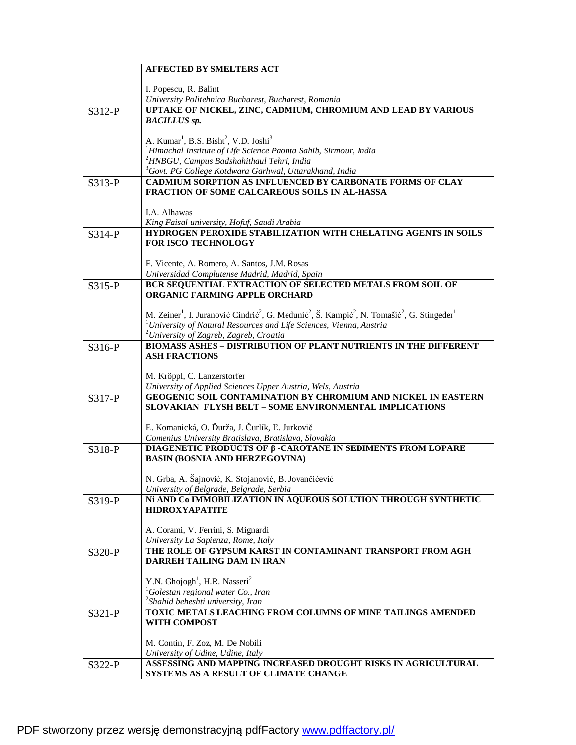| | |
|---|---|
| | **AFFECTED BY SMELTERS ACT**<br><br>I. Popescu, R. Balint<br>*University Politehnica Bucharest, Bucharest, Romania* |
| S312-P | **UPTAKE OF NICKEL, ZINC, CADMIUM, CHROMIUM AND LEAD BY VARIOUS *BACILLUS sp.***<br><br>A. Kumar[1], B.S. Bisht[2], V.D. Joshi[3]<br>[1]*Himachal Institute of Life Science Paonta Sahib, Sirmour, India*<br>[2]*HNBGU, Campus Badshahithaul Tehri, India*<br>[3]*Govt. PG College Kotdwara Garhwal, Uttarakhand, India* |
| S313-P | **CADMIUM SORPTION AS INFLUENCED BY CARBONATE FORMS OF CLAY FRACTION OF SOME CALCAREOUS SOILS IN AL-HASSA**<br><br>I.A. Alhawas<br>*King Faisal university, Hofuf, Saudi Arabia* |
| S314-P | **HYDROGEN PEROXIDE STABILIZATION WITH CHELATING AGENTS IN SOILS FOR ISCO TECHNOLOGY**<br><br>F. Vicente, A. Romero, A. Santos, J.M. Rosas<br>*Universidad Complutense Madrid, Madrid, Spain* |
| S315-P | **BCR SEQUENTIAL EXTRACTION OF SELECTED METALS FROM SOIL OF ORGANIC FARMING APPLE ORCHARD**<br><br>M. Zeiner[1], I. Juranović Cindrić[2], G. Medunić[2], Š. Kampić[2], N. Tomašić[2], G. Stingeder[1]<br>[1]*University of Natural Resources and Life Sciences, Vienna, Austria*<br>[2]*University of Zagreb, Zagreb, Croatia* |
| S316-P | **BIOMASS ASHES – DISTRIBUTION OF PLANT NUTRIENTS IN THE DIFFERENT ASH FRACTIONS**<br><br>M. Kröppl, C. Lanzerstorfer<br>*University of Applied Sciences Upper Austria, Wels, Austria* |
| S317-P | **GEOGENIC SOIL CONTAMINATION BY CHROMIUM AND NICKEL IN EASTERN SLOVAKIAN FLYSH BELT – SOME ENVIRONMENTAL IMPLICATIONS**<br><br>E. Komanická, O. Ďurža, J. Čurlík, Ľ. Jurkovič<br>*Comenius University Bratislava, Bratislava, Slovakia* |
| S318-P | **DIAGENETIC PRODUCTS OF β -CAROTANE IN SEDIMENTS FROM LOPARE BASIN (BOSNIA AND HERZEGOVINA)**<br><br>N. Grba, A. Šajnović, K. Stojanović, B. Jovančićević<br>*University of Belgrade, Belgrade, Serbia* |
| S319-P | **Ni AND Co IMMOBILIZATION IN AQUEOUS SOLUTION THROUGH SYNTHETIC HIDROXYAPATITE**<br><br>A. Corami, V. Ferrini, S. Mignardi<br>*University La Sapienza, Rome, Italy* |
| S320-P | **THE ROLE OF GYPSUM KARST IN CONTAMINANT TRANSPORT FROM AGH DARREH TAILING DAM IN IRAN**<br><br>Y.N. Ghojogh[1], H.R. Nasseri[2]<br>[1]*Golestan regional water Co., Iran*<br>[2]*Shahid beheshti university, Iran* |
| S321-P | **TOXIC METALS LEACHING FROM COLUMNS OF MINE TAILINGS AMENDED WITH COMPOST**<br><br>M. Contin, F. Zoz, M. De Nobili<br>*University of Udine, Udine, Italy* |
| S322-P | **ASSESSING AND MAPPING INCREASED DROUGHT RISKS IN AGRICULTURAL SYSTEMS AS A RESULT OF CLIMATE CHANGE** |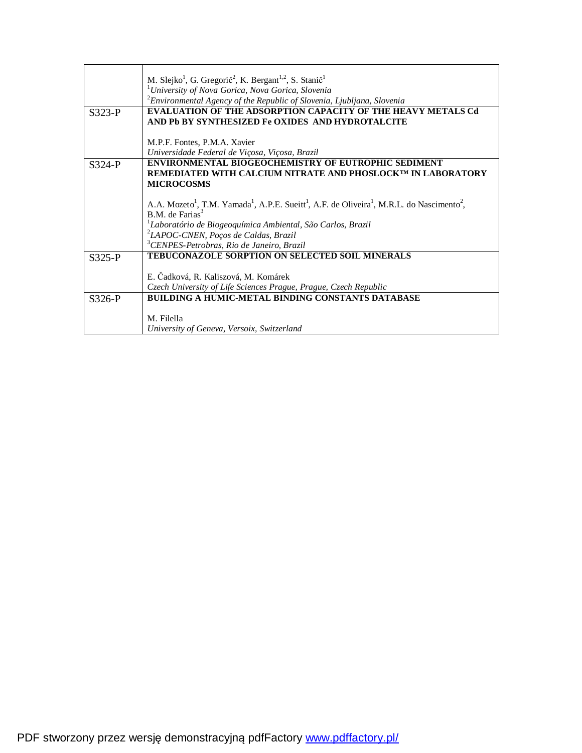| | |
|---|---|
| | M. Slejko[1], G. Gregorič[2], K. Bergant[1,2], S. Stanič[1]<br>[1]*University of Nova Gorica, Nova Gorica, Slovenia*<br>[2]*Environmental Agency of the Republic of Slovenia, Ljubljana, Slovenia* |
| S323-P | **EVALUATION OF THE ADSORPTION CAPACITY OF THE HEAVY METALS Cd AND Pb BY SYNTHESIZED Fe OXIDES AND HYDROTALCITE**<br><br>M.P.F. Fontes, P.M.A. Xavier<br>*Universidade Federal de Viçosa, Viçosa, Brazil* |
| S324-P | **ENVIRONMENTAL BIOGEOCHEMISTRY OF EUTROPHIC SEDIMENT REMEDIATED WITH CALCIUM NITRATE AND PHOSLOCK™ IN LABORATORY MICROCOSMS**<br><br>A.A. Mozeto[1], T.M. Yamada[1], A.P.E. Sueitt[1], A.F. de Oliveira[1], M.R.L. do Nascimento[2], B.M. de Farias[3]<br>[1]*Laboratório de Biogeoquímica Ambiental, São Carlos, Brazil*<br>[2]*LAPOC-CNEN, Poços de Caldas, Brazil*<br>[3]*CENPES-Petrobras, Rio de Janeiro, Brazil* |
| S325-P | **TEBUCONAZOLE SORPTION ON SELECTED SOIL MINERALS**<br><br>E. Čadková, R. Kaliszová, M. Komárek<br>*Czech University of Life Sciences Prague, Prague, Czech Republic* |
| S326-P | **BUILDING A HUMIC-METAL BINDING CONSTANTS DATABASE**<br><br>M. Filella<br>*University of Geneva, Versoix, Switzerland* |